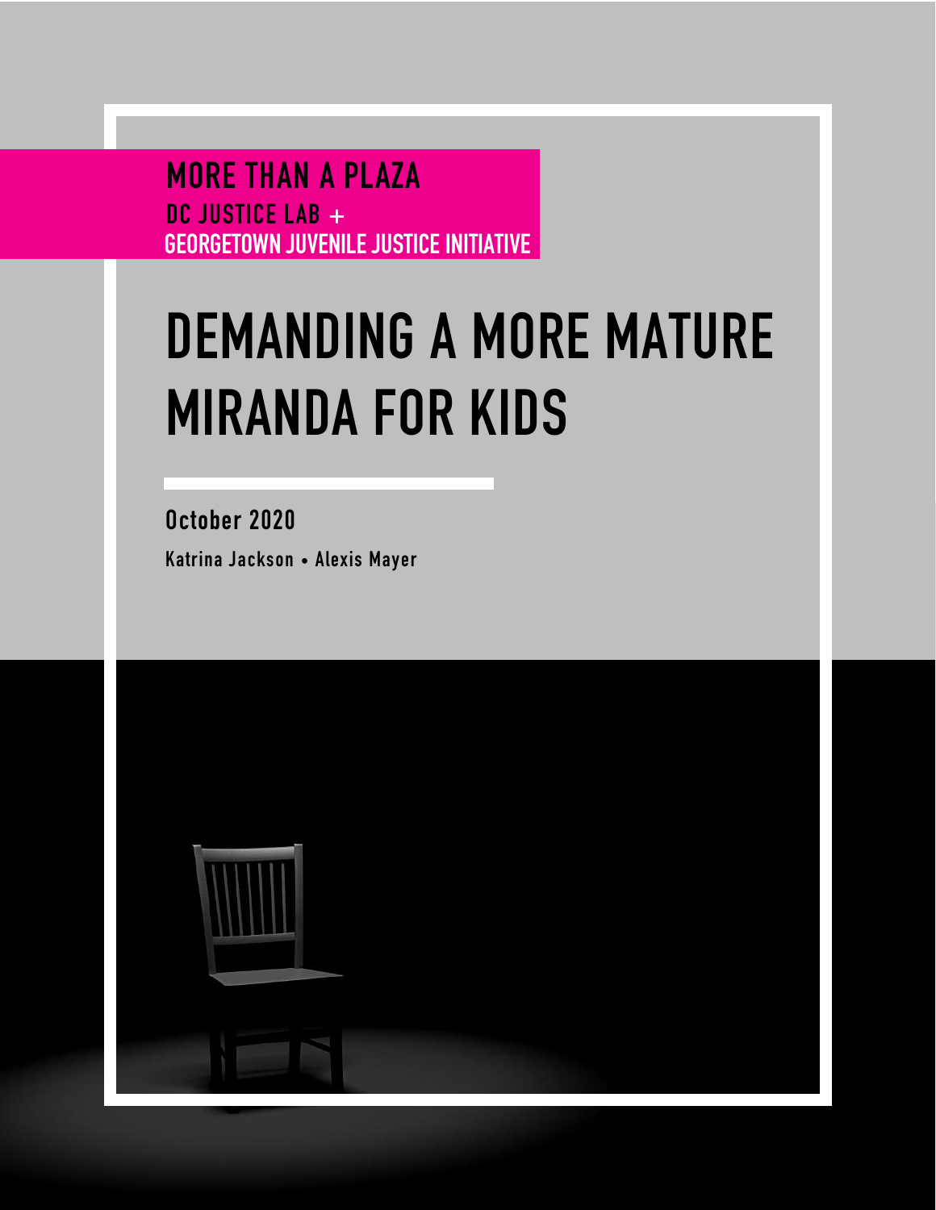MORE THAN A PLAZA

DC JUSTICE LAB +
GEORGETOWN JUVENILE JUSTICE INITIATIVE

# DEMANDING A MORE MATURE MIRANDA FOR KIDS

October 2020

Katrina Jackson • Alexis Mayer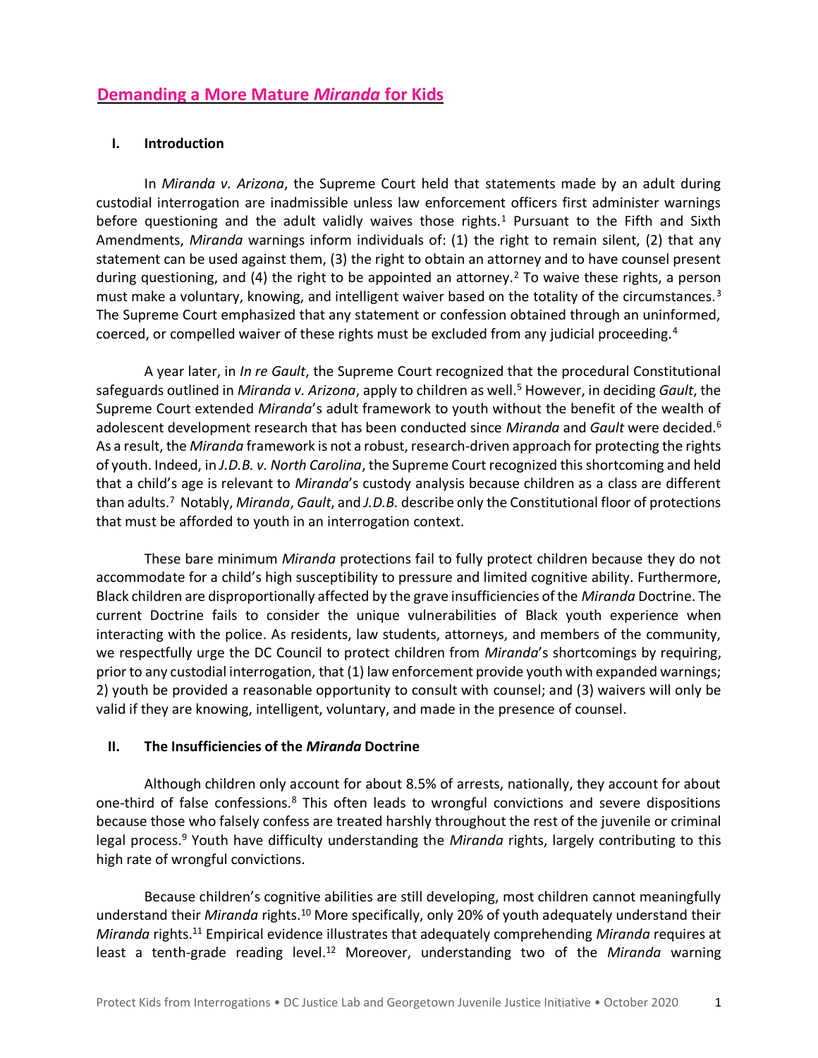## Demanding a More Mature *Miranda* for Kids

### I. Introduction

In *Miranda v. Arizona*, the Supreme Court held that statements made by an adult during custodial interrogation are inadmissible unless law enforcement officers first administer warnings before questioning and the adult validly waives those rights.[1] Pursuant to the Fifth and Sixth Amendments, *Miranda* warnings inform individuals of: (1) the right to remain silent, (2) that any statement can be used against them, (3) the right to obtain an attorney and to have counsel present during questioning, and (4) the right to be appointed an attorney.[2] To waive these rights, a person must make a voluntary, knowing, and intelligent waiver based on the totality of the circumstances.[3] The Supreme Court emphasized that any statement or confession obtained through an uninformed, coerced, or compelled waiver of these rights must be excluded from any judicial proceeding.[4]

A year later, in *In re Gault*, the Supreme Court recognized that the procedural Constitutional safeguards outlined in *Miranda v. Arizona*, apply to children as well.[5] However, in deciding *Gault*, the Supreme Court extended *Miranda*'s adult framework to youth without the benefit of the wealth of adolescent development research that has been conducted since *Miranda* and *Gault* were decided.[6] As a result, the *Miranda* framework is not a robust, research-driven approach for protecting the rights of youth. Indeed, in *J.D.B. v. North Carolina*, the Supreme Court recognized this shortcoming and held that a child's age is relevant to *Miranda*'s custody analysis because children as a class are different than adults.[7] Notably, *Miranda*, *Gault*, and *J.D.B.* describe only the Constitutional floor of protections that must be afforded to youth in an interrogation context.

These bare minimum *Miranda* protections fail to fully protect children because they do not accommodate for a child's high susceptibility to pressure and limited cognitive ability. Furthermore, Black children are disproportionally affected by the grave insufficiencies of the *Miranda* Doctrine. The current Doctrine fails to consider the unique vulnerabilities of Black youth experience when interacting with the police. As residents, law students, attorneys, and members of the community, we respectfully urge the DC Council to protect children from *Miranda*'s shortcomings by requiring, prior to any custodial interrogation, that (1) law enforcement provide youth with expanded warnings; 2) youth be provided a reasonable opportunity to consult with counsel; and (3) waivers will only be valid if they are knowing, intelligent, voluntary, and made in the presence of counsel.

### II. The Insufficiencies of the *Miranda* Doctrine

Although children only account for about 8.5% of arrests, nationally, they account for about one-third of false confessions.[8] This often leads to wrongful convictions and severe dispositions because those who falsely confess are treated harshly throughout the rest of the juvenile or criminal legal process.[9] Youth have difficulty understanding the *Miranda* rights, largely contributing to this high rate of wrongful convictions.

Because children's cognitive abilities are still developing, most children cannot meaningfully understand their *Miranda* rights.[10] More specifically, only 20% of youth adequately understand their *Miranda* rights.[11] Empirical evidence illustrates that adequately comprehending *Miranda* requires at least a tenth-grade reading level.[12] Moreover, understanding two of the *Miranda* warning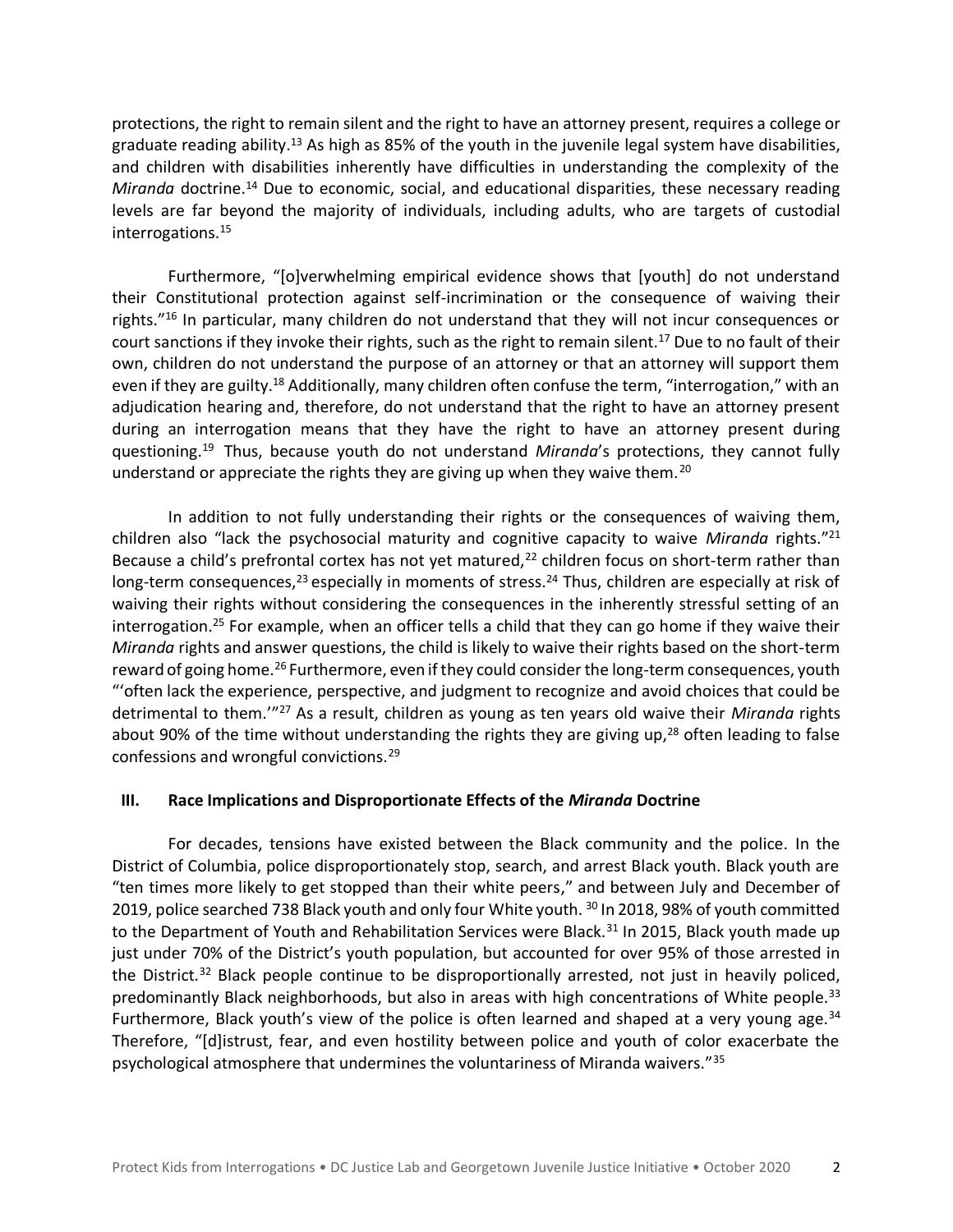protections, the right to remain silent and the right to have an attorney present, requires a college or graduate reading ability.[13] As high as 85% of the youth in the juvenile legal system have disabilities, and children with disabilities inherently have difficulties in understanding the complexity of the *Miranda* doctrine.[14] Due to economic, social, and educational disparities, these necessary reading levels are far beyond the majority of individuals, including adults, who are targets of custodial interrogations.[15]

Furthermore, "[o]verwhelming empirical evidence shows that [youth] do not understand their Constitutional protection against self-incrimination or the consequence of waiving their rights."[16] In particular, many children do not understand that they will not incur consequences or court sanctions if they invoke their rights, such as the right to remain silent.[17] Due to no fault of their own, children do not understand the purpose of an attorney or that an attorney will support them even if they are guilty.[18] Additionally, many children often confuse the term, "interrogation," with an adjudication hearing and, therefore, do not understand that the right to have an attorney present during an interrogation means that they have the right to have an attorney present during questioning.[19] Thus, because youth do not understand *Miranda*'s protections, they cannot fully understand or appreciate the rights they are giving up when they waive them.[20]

In addition to not fully understanding their rights or the consequences of waiving them, children also "lack the psychosocial maturity and cognitive capacity to waive *Miranda* rights."[21] Because a child's prefrontal cortex has not yet matured,[22] children focus on short-term rather than long-term consequences,[23] especially in moments of stress.[24] Thus, children are especially at risk of waiving their rights without considering the consequences in the inherently stressful setting of an interrogation.[25] For example, when an officer tells a child that they can go home if they waive their *Miranda* rights and answer questions, the child is likely to waive their rights based on the short-term reward of going home.[26] Furthermore, even if they could consider the long-term consequences, youth "'often lack the experience, perspective, and judgment to recognize and avoid choices that could be detrimental to them.'"[27] As a result, children as young as ten years old waive their *Miranda* rights about 90% of the time without understanding the rights they are giving up,[28] often leading to false confessions and wrongful convictions.[29]

## III. Race Implications and Disproportionate Effects of the *Miranda* Doctrine

For decades, tensions have existed between the Black community and the police. In the District of Columbia, police disproportionately stop, search, and arrest Black youth. Black youth are "ten times more likely to get stopped than their white peers," and between July and December of 2019, police searched 738 Black youth and only four White youth.[30] In 2018, 98% of youth committed to the Department of Youth and Rehabilitation Services were Black.[31] In 2015, Black youth made up just under 70% of the District's youth population, but accounted for over 95% of those arrested in the District.[32] Black people continue to be disproportionally arrested, not just in heavily policed, predominantly Black neighborhoods, but also in areas with high concentrations of White people.[33] Furthermore, Black youth's view of the police is often learned and shaped at a very young age.[34] Therefore, "[d]istrust, fear, and even hostility between police and youth of color exacerbate the psychological atmosphere that undermines the voluntariness of Miranda waivers."[35]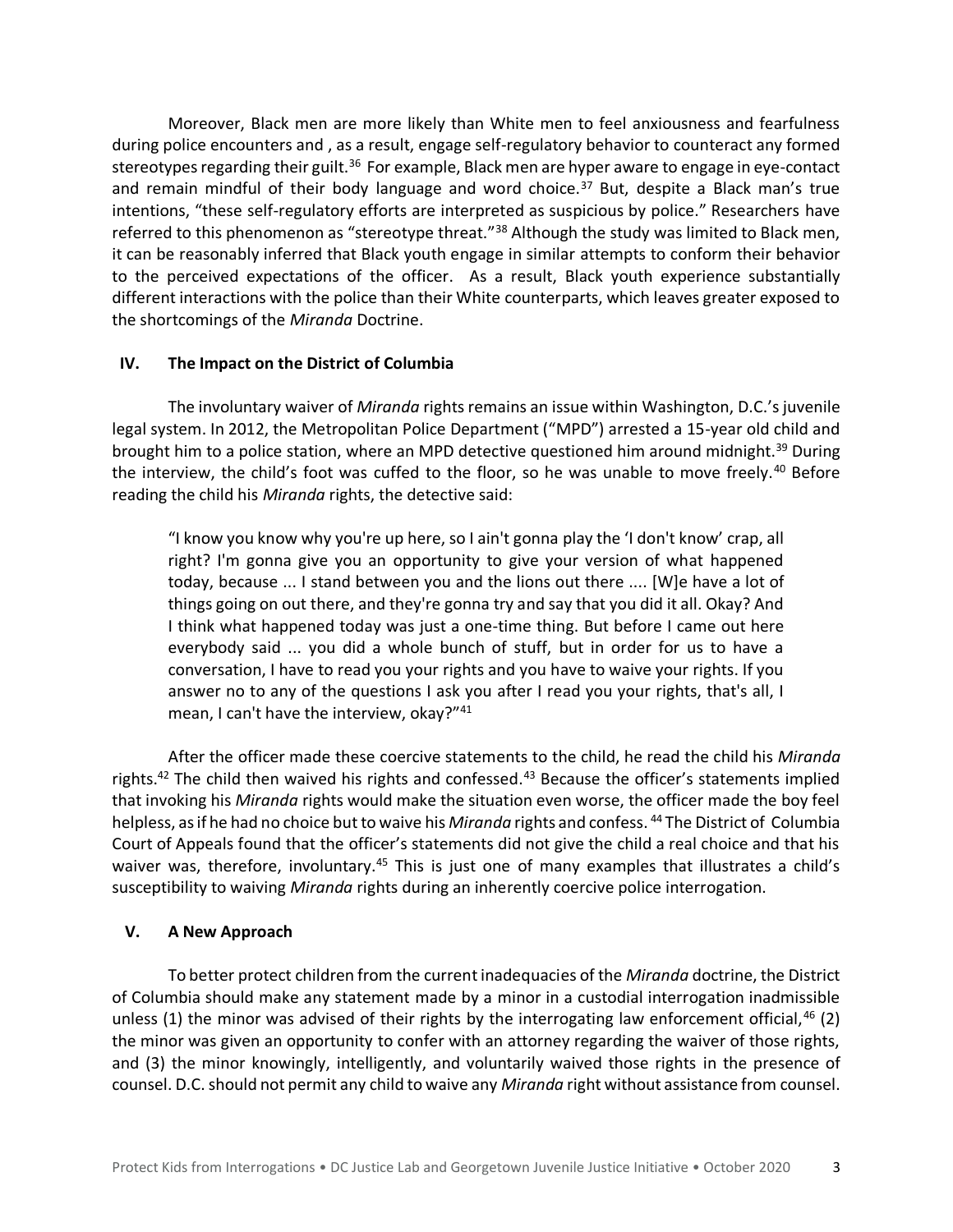Moreover, Black men are more likely than White men to feel anxiousness and fearfulness during police encounters and , as a result, engage self-regulatory behavior to counteract any formed stereotypes regarding their guilt.[36] For example, Black men are hyper aware to engage in eye-contact and remain mindful of their body language and word choice.[37] But, despite a Black man's true intentions, "these self-regulatory efforts are interpreted as suspicious by police." Researchers have referred to this phenomenon as "stereotype threat."[38] Although the study was limited to Black men, it can be reasonably inferred that Black youth engage in similar attempts to conform their behavior to the perceived expectations of the officer. As a result, Black youth experience substantially different interactions with the police than their White counterparts, which leaves greater exposed to the shortcomings of the *Miranda* Doctrine.

## IV. The Impact on the District of Columbia

The involuntary waiver of *Miranda* rights remains an issue within Washington, D.C.'s juvenile legal system. In 2012, the Metropolitan Police Department ("MPD") arrested a 15-year old child and brought him to a police station, where an MPD detective questioned him around midnight.[39] During the interview, the child's foot was cuffed to the floor, so he was unable to move freely.[40] Before reading the child his *Miranda* rights, the detective said:

> "I know you know why you're up here, so I ain't gonna play the 'I don't know' crap, all right? I'm gonna give you an opportunity to give your version of what happened today, because ... I stand between you and the lions out there .... [W]e have a lot of things going on out there, and they're gonna try and say that you did it all. Okay? And I think what happened today was just a one-time thing. But before I came out here everybody said ... you did a whole bunch of stuff, but in order for us to have a conversation, I have to read you your rights and you have to waive your rights. If you answer no to any of the questions I ask you after I read you your rights, that's all, I mean, I can't have the interview, okay?"[41]

After the officer made these coercive statements to the child, he read the child his *Miranda* rights.[42] The child then waived his rights and confessed.[43] Because the officer's statements implied that invoking his *Miranda* rights would make the situation even worse, the officer made the boy feel helpless, as if he had no choice but to waive his *Miranda* rights and confess.[44] The District of Columbia Court of Appeals found that the officer's statements did not give the child a real choice and that his waiver was, therefore, involuntary.[45] This is just one of many examples that illustrates a child's susceptibility to waiving *Miranda* rights during an inherently coercive police interrogation.

## V. A New Approach

To better protect children from the current inadequacies of the *Miranda* doctrine, the District of Columbia should make any statement made by a minor in a custodial interrogation inadmissible unless (1) the minor was advised of their rights by the interrogating law enforcement official,[46] (2) the minor was given an opportunity to confer with an attorney regarding the waiver of those rights, and (3) the minor knowingly, intelligently, and voluntarily waived those rights in the presence of counsel. D.C. should not permit any child to waive any *Miranda* right without assistance from counsel.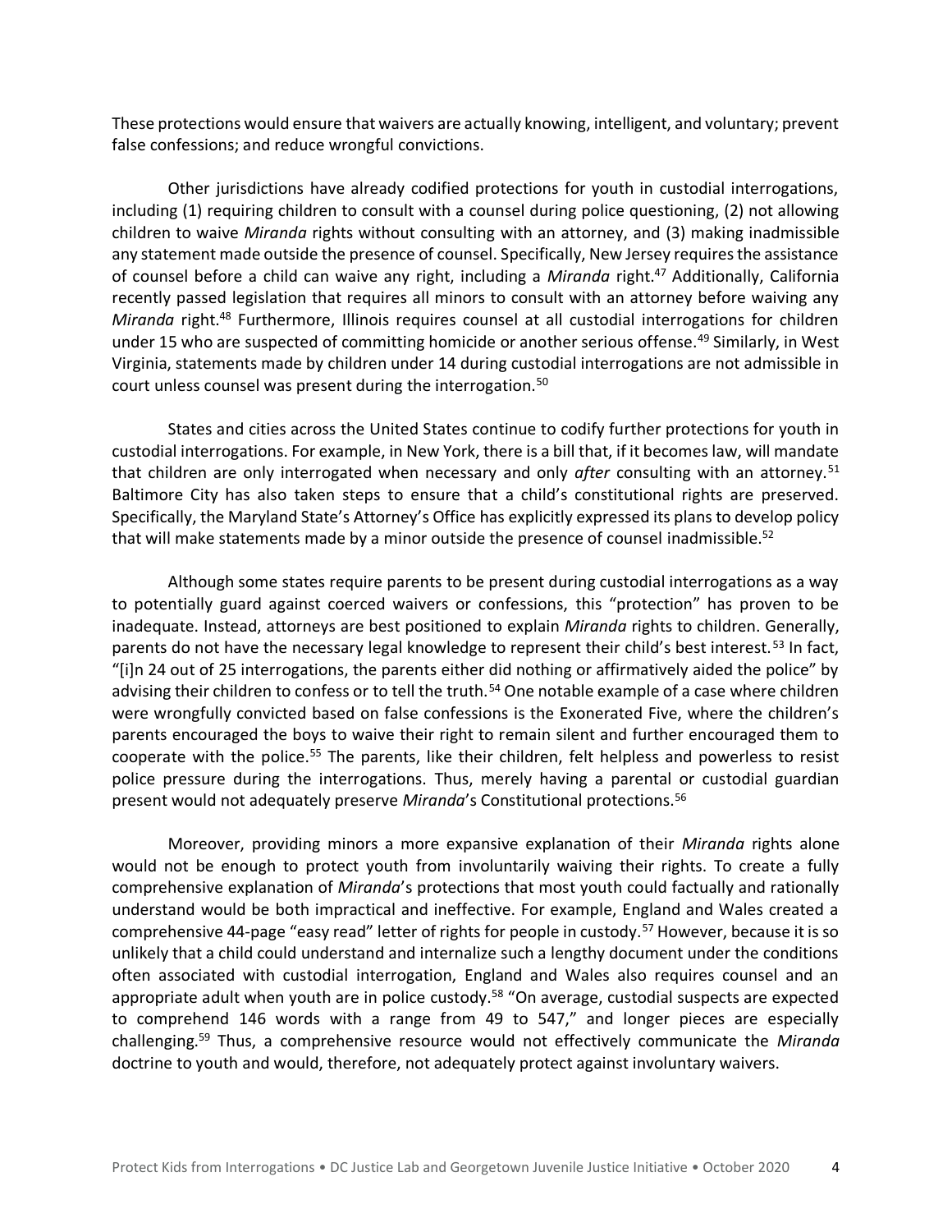These protections would ensure that waivers are actually knowing, intelligent, and voluntary; prevent false confessions; and reduce wrongful convictions.

Other jurisdictions have already codified protections for youth in custodial interrogations, including (1) requiring children to consult with a counsel during police questioning, (2) not allowing children to waive *Miranda* rights without consulting with an attorney, and (3) making inadmissible any statement made outside the presence of counsel. Specifically, New Jersey requires the assistance of counsel before a child can waive any right, including a *Miranda* right.[47] Additionally, California recently passed legislation that requires all minors to consult with an attorney before waiving any *Miranda* right.[48] Furthermore, Illinois requires counsel at all custodial interrogations for children under 15 who are suspected of committing homicide or another serious offense.[49] Similarly, in West Virginia, statements made by children under 14 during custodial interrogations are not admissible in court unless counsel was present during the interrogation.[50]

States and cities across the United States continue to codify further protections for youth in custodial interrogations. For example, in New York, there is a bill that, if it becomes law, will mandate that children are only interrogated when necessary and only *after* consulting with an attorney.[51] Baltimore City has also taken steps to ensure that a child's constitutional rights are preserved. Specifically, the Maryland State's Attorney's Office has explicitly expressed its plans to develop policy that will make statements made by a minor outside the presence of counsel inadmissible.[52]

Although some states require parents to be present during custodial interrogations as a way to potentially guard against coerced waivers or confessions, this "protection" has proven to be inadequate. Instead, attorneys are best positioned to explain *Miranda* rights to children. Generally, parents do not have the necessary legal knowledge to represent their child's best interest.[53] In fact, "[i]n 24 out of 25 interrogations, the parents either did nothing or affirmatively aided the police" by advising their children to confess or to tell the truth.[54] One notable example of a case where children were wrongfully convicted based on false confessions is the Exonerated Five, where the children's parents encouraged the boys to waive their right to remain silent and further encouraged them to cooperate with the police.[55] The parents, like their children, felt helpless and powerless to resist police pressure during the interrogations. Thus, merely having a parental or custodial guardian present would not adequately preserve *Miranda*'s Constitutional protections.[56]

Moreover, providing minors a more expansive explanation of their *Miranda* rights alone would not be enough to protect youth from involuntarily waiving their rights. To create a fully comprehensive explanation of *Miranda*'s protections that most youth could factually and rationally understand would be both impractical and ineffective. For example, England and Wales created a comprehensive 44-page "easy read" letter of rights for people in custody.[57] However, because it is so unlikely that a child could understand and internalize such a lengthy document under the conditions often associated with custodial interrogation, England and Wales also requires counsel and an appropriate adult when youth are in police custody.[58] "On average, custodial suspects are expected to comprehend 146 words with a range from 49 to 547," and longer pieces are especially challenging.[59] Thus, a comprehensive resource would not effectively communicate the *Miranda* doctrine to youth and would, therefore, not adequately protect against involuntary waivers.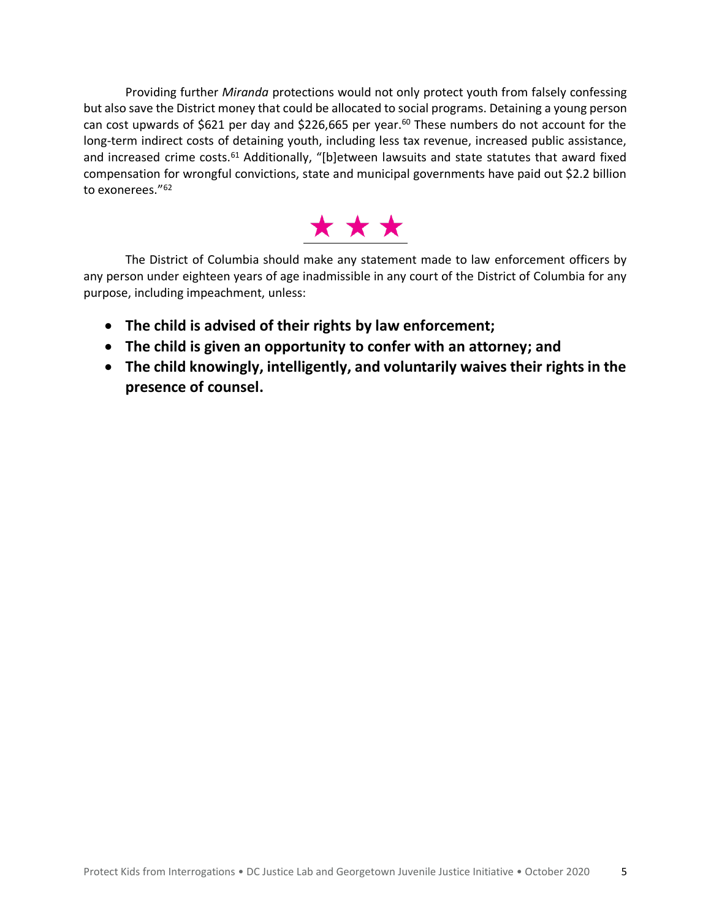Providing further *Miranda* protections would not only protect youth from falsely confessing but also save the District money that could be allocated to social programs. Detaining a young person can cost upwards of $621 per day and $226,665 per year.[60] These numbers do not account for the long-term indirect costs of detaining youth, including less tax revenue, increased public assistance, and increased crime costs.[61] Additionally, "[b]etween lawsuits and state statutes that award fixed compensation for wrongful convictions, state and municipal governments have paid out $2.2 billion to exonerees."[62]

★ ★ ★

The District of Columbia should make any statement made to law enforcement officers by any person under eighteen years of age inadmissible in any court of the District of Columbia for any purpose, including impeachment, unless:

- **The child is advised of their rights by law enforcement;**
- **The child is given an opportunity to confer with an attorney; and**
- **The child knowingly, intelligently, and voluntarily waives their rights in the presence of counsel.**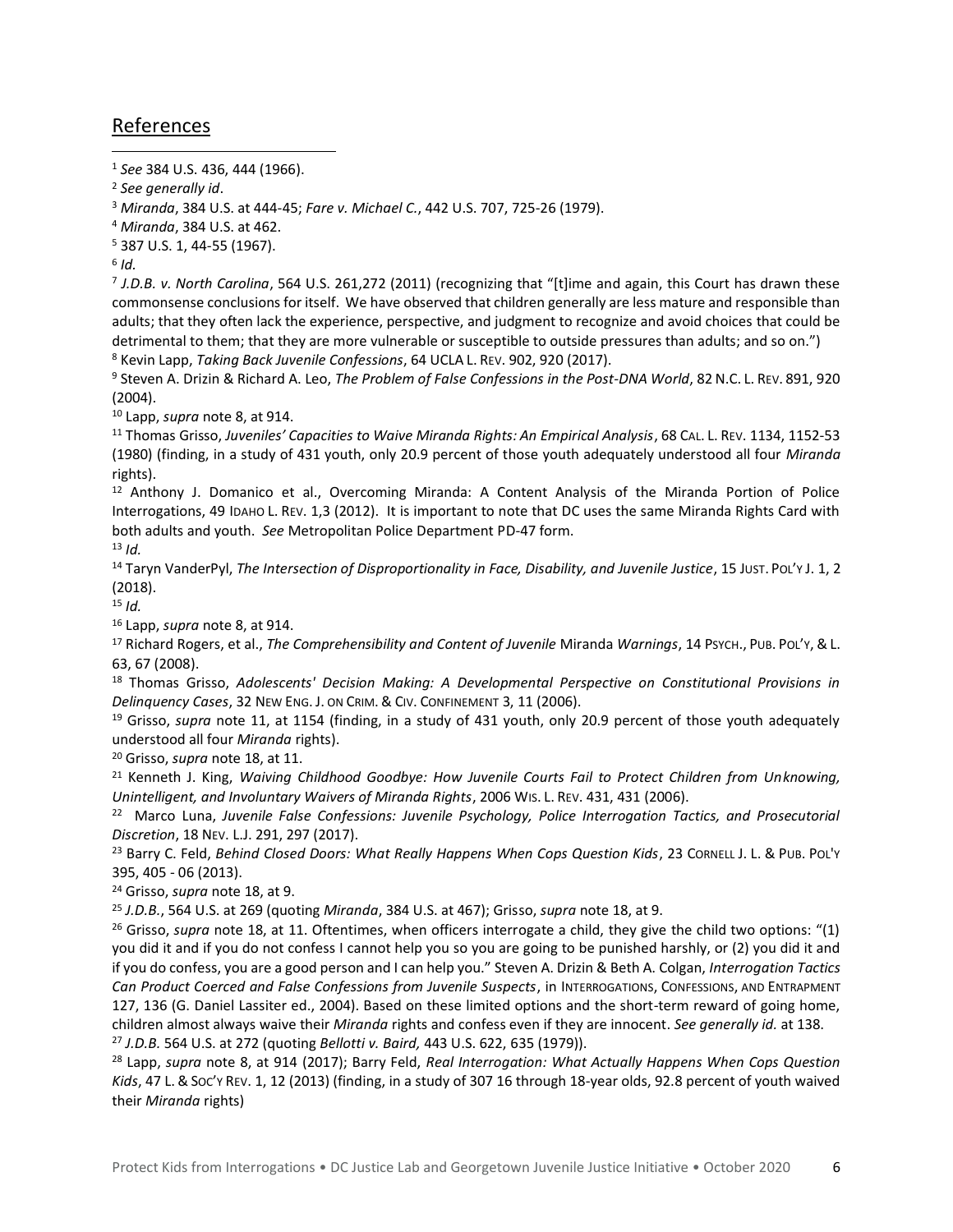## References

[1] *See* 384 U.S. 436, 444 (1966).

[2] *See generally id*.

[3] *Miranda*, 384 U.S. at 444-45; *Fare v. Michael C.*, 442 U.S. 707, 725-26 (1979).

[4] *Miranda*, 384 U.S. at 462.

[5] 387 U.S. 1, 44-55 (1967).

[6] *Id.*

[7] *J.D.B. v. North Carolina*, 564 U.S. 261,272 (2011) (recognizing that "[t]ime and again, this Court has drawn these commonsense conclusions for itself. We have observed that children generally are less mature and responsible than adults; that they often lack the experience, perspective, and judgment to recognize and avoid choices that could be detrimental to them; that they are more vulnerable or susceptible to outside pressures than adults; and so on.")

[8] Kevin Lapp, *Taking Back Juvenile Confessions*, 64 UCLA L. REV. 902, 920 (2017).

[9] Steven A. Drizin & Richard A. Leo, *The Problem of False Confessions in the Post-DNA World*, 82 N.C. L. REV. 891, 920 (2004).

[10] Lapp, *supra* note 8, at 914.

[11] Thomas Grisso, *Juveniles' Capacities to Waive Miranda Rights: An Empirical Analysis*, 68 CAL. L. REV. 1134, 1152-53 (1980) (finding, in a study of 431 youth, only 20.9 percent of those youth adequately understood all four *Miranda* rights).

[12] Anthony J. Domanico et al., Overcoming Miranda: A Content Analysis of the Miranda Portion of Police Interrogations, 49 IDAHO L. REV. 1,3 (2012). It is important to note that DC uses the same Miranda Rights Card with both adults and youth. *See* Metropolitan Police Department PD-47 form.

[13] *Id.*

[14] Taryn VanderPyl, *The Intersection of Disproportionality in Face, Disability, and Juvenile Justice*, 15 JUST. POL'Y J. 1, 2 (2018).

[15] *Id.*

[16] Lapp, *supra* note 8, at 914.

[17] Richard Rogers, et al., *The Comprehensibility and Content of Juvenile* Miranda *Warnings*, 14 PSYCH., PUB. POL'Y, & L. 63, 67 (2008).

[18] Thomas Grisso, *Adolescents' Decision Making: A Developmental Perspective on Constitutional Provisions in Delinquency Cases*, 32 NEW ENG. J. ON CRIM. & CIV. CONFINEMENT 3, 11 (2006).

[19] Grisso, *supra* note 11, at 1154 (finding, in a study of 431 youth, only 20.9 percent of those youth adequately understood all four *Miranda* rights).

[20] Grisso, *supra* note 18, at 11.

[21] Kenneth J. King, *Waiving Childhood Goodbye: How Juvenile Courts Fail to Protect Children from Unknowing, Unintelligent, and Involuntary Waivers of Miranda Rights*, 2006 WIS. L. REV. 431, 431 (2006).

[22] Marco Luna, *Juvenile False Confessions: Juvenile Psychology, Police Interrogation Tactics, and Prosecutorial Discretion*, 18 NEV. L.J. 291, 297 (2017).

[23] Barry C. Feld, *Behind Closed Doors: What Really Happens When Cops Question Kids*, 23 CORNELL J. L. & PUB. POL'Y 395, 405 - 06 (2013).

[24] Grisso, *supra* note 18, at 9.

[25] *J.D.B.*, 564 U.S. at 269 (quoting *Miranda*, 384 U.S. at 467); Grisso, *supra* note 18, at 9.

[26] Grisso, *supra* note 18, at 11. Oftentimes, when officers interrogate a child, they give the child two options: "(1) you did it and if you do not confess I cannot help you so you are going to be punished harshly, or (2) you did it and if you do confess, you are a good person and I can help you." Steven A. Drizin & Beth A. Colgan, *Interrogation Tactics Can Product Coerced and False Confessions from Juvenile Suspects*, in INTERROGATIONS, CONFESSIONS, AND ENTRAPMENT 127, 136 (G. Daniel Lassiter ed., 2004). Based on these limited options and the short-term reward of going home, children almost always waive their *Miranda* rights and confess even if they are innocent. *See generally id.* at 138.

[27] *J.D.B.* 564 U.S. at 272 (quoting *Bellotti v. Baird,* 443 U.S. 622, 635 (1979)).

[28] Lapp, *supra* note 8, at 914 (2017); Barry Feld, *Real Interrogation: What Actually Happens When Cops Question Kids*, 47 L. & SOC'Y REV. 1, 12 (2013) (finding, in a study of 307 16 through 18-year olds, 92.8 percent of youth waived their *Miranda* rights)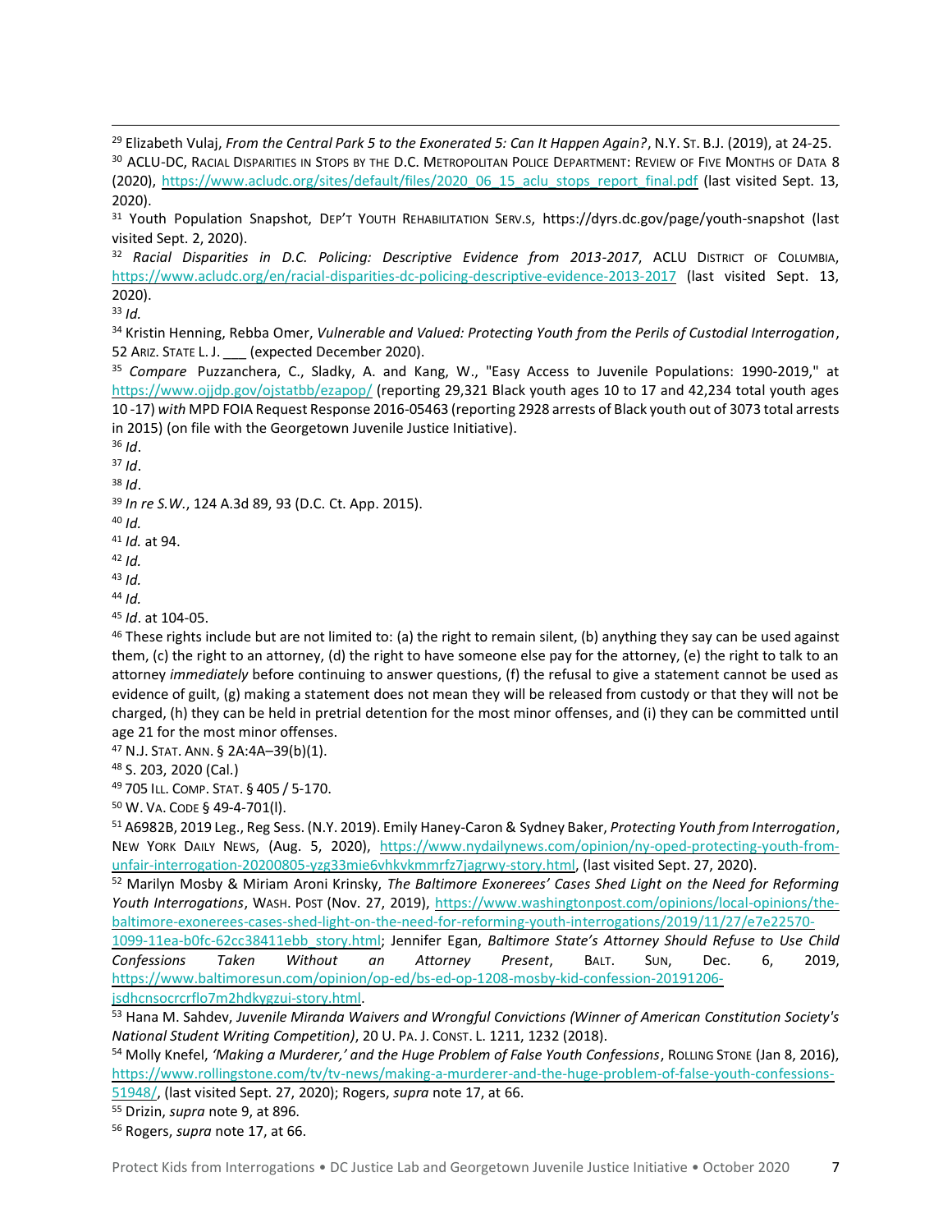[29] Elizabeth Vulaj, *From the Central Park 5 to the Exonerated 5: Can It Happen Again?*, N.Y. ST. B.J. (2019), at 24-25.

[30] ACLU-DC, RACIAL DISPARITIES IN STOPS BY THE D.C. METROPOLITAN POLICE DEPARTMENT: REVIEW OF FIVE MONTHS OF DATA 8 (2020), https://www.acludc.org/sites/default/files/2020_06_15_aclu_stops_report_final.pdf (last visited Sept. 13, 2020).

[31] Youth Population Snapshot, DEP'T YOUTH REHABILITATION SERV.S, https://dyrs.dc.gov/page/youth-snapshot (last visited Sept. 2, 2020).

[32] *Racial Disparities in D.C. Policing: Descriptive Evidence from 2013-2017*, ACLU DISTRICT OF COLUMBIA, https://www.acludc.org/en/racial-disparities-dc-policing-descriptive-evidence-2013-2017 (last visited Sept. 13, 2020).

[33] *Id.*

[34] Kristin Henning, Rebba Omer, *Vulnerable and Valued: Protecting Youth from the Perils of Custodial Interrogation*, 52 ARIZ. STATE L. J. ___ (expected December 2020).

[35] *Compare* Puzzanchera, C., Sladky, A. and Kang, W., "Easy Access to Juvenile Populations: 1990-2019," at https://www.ojjdp.gov/ojstatbb/ezapop/ (reporting 29,321 Black youth ages 10 to 17 and 42,234 total youth ages 10 -17) *with* MPD FOIA Request Response 2016-05463 (reporting 2928 arrests of Black youth out of 3073 total arrests in 2015) (on file with the Georgetown Juvenile Justice Initiative).

[36] *Id*.

[37] *Id*.

[38] *Id*.

[39] *In re S.W.*, 124 A.3d 89, 93 (D.C. Ct. App. 2015).

[40] *Id.*

[41] *Id.* at 94.

[42] *Id.*

[43] *Id.*

[44] *Id.*

[45] *Id*. at 104-05.

[46] These rights include but are not limited to: (a) the right to remain silent, (b) anything they say can be used against them, (c) the right to an attorney, (d) the right to have someone else pay for the attorney, (e) the right to talk to an attorney *immediately* before continuing to answer questions, (f) the refusal to give a statement cannot be used as evidence of guilt, (g) making a statement does not mean they will be released from custody or that they will not be charged, (h) they can be held in pretrial detention for the most minor offenses, and (i) they can be committed until age 21 for the most minor offenses.

[47] N.J. STAT. ANN. § 2A:4A–39(b)(1).

[48] S. 203, 2020 (Cal.)

[49] 705 ILL. COMP. STAT. § 405 / 5-170.

[50] W. VA. CODE § 49-4-701(l).

[51] A6982B, 2019 Leg., Reg Sess. (N.Y. 2019). Emily Haney-Caron & Sydney Baker, *Protecting Youth from Interrogation*, NEW YORK DAILY NEWS, (Aug. 5, 2020), https://www.nydailynews.com/opinion/ny-oped-protecting-youth-from-unfair-interrogation-20200805-yzg33mie6vhkvkmmrfz7jagrwy-story.html, (last visited Sept. 27, 2020).

[52] Marilyn Mosby & Miriam Aroni Krinsky, *The Baltimore Exonerees' Cases Shed Light on the Need for Reforming Youth Interrogations*, WASH. POST (Nov. 27, 2019), https://www.washingtonpost.com/opinions/local-opinions/the-baltimore-exonerees-cases-shed-light-on-the-need-for-reforming-youth-interrogations/2019/11/27/e7e22570-1099-11ea-b0fc-62cc38411ebb_story.html; Jennifer Egan, *Baltimore State's Attorney Should Refuse to Use Child Confessions Taken Without an Attorney Present*, BALT. SUN, Dec. 6, 2019, https://www.baltimoresun.com/opinion/op-ed/bs-ed-op-1208-mosby-kid-confession-20191206-jsdhcnsocrcrflo7m2hdkygzui-story.html.

[53] Hana M. Sahdev, *Juvenile Miranda Waivers and Wrongful Convictions (Winner of American Constitution Society's National Student Writing Competition)*, 20 U. PA. J. CONST. L. 1211, 1232 (2018).

[54] Molly Knefel, *'Making a Murderer,' and the Huge Problem of False Youth Confessions*, ROLLING STONE (Jan 8, 2016), https://www.rollingstone.com/tv/tv-news/making-a-murderer-and-the-huge-problem-of-false-youth-confessions-51948/, (last visited Sept. 27, 2020); Rogers, *supra* note 17, at 66.

[55] Drizin, *supra* note 9, at 896.

[56] Rogers, *supra* note 17, at 66.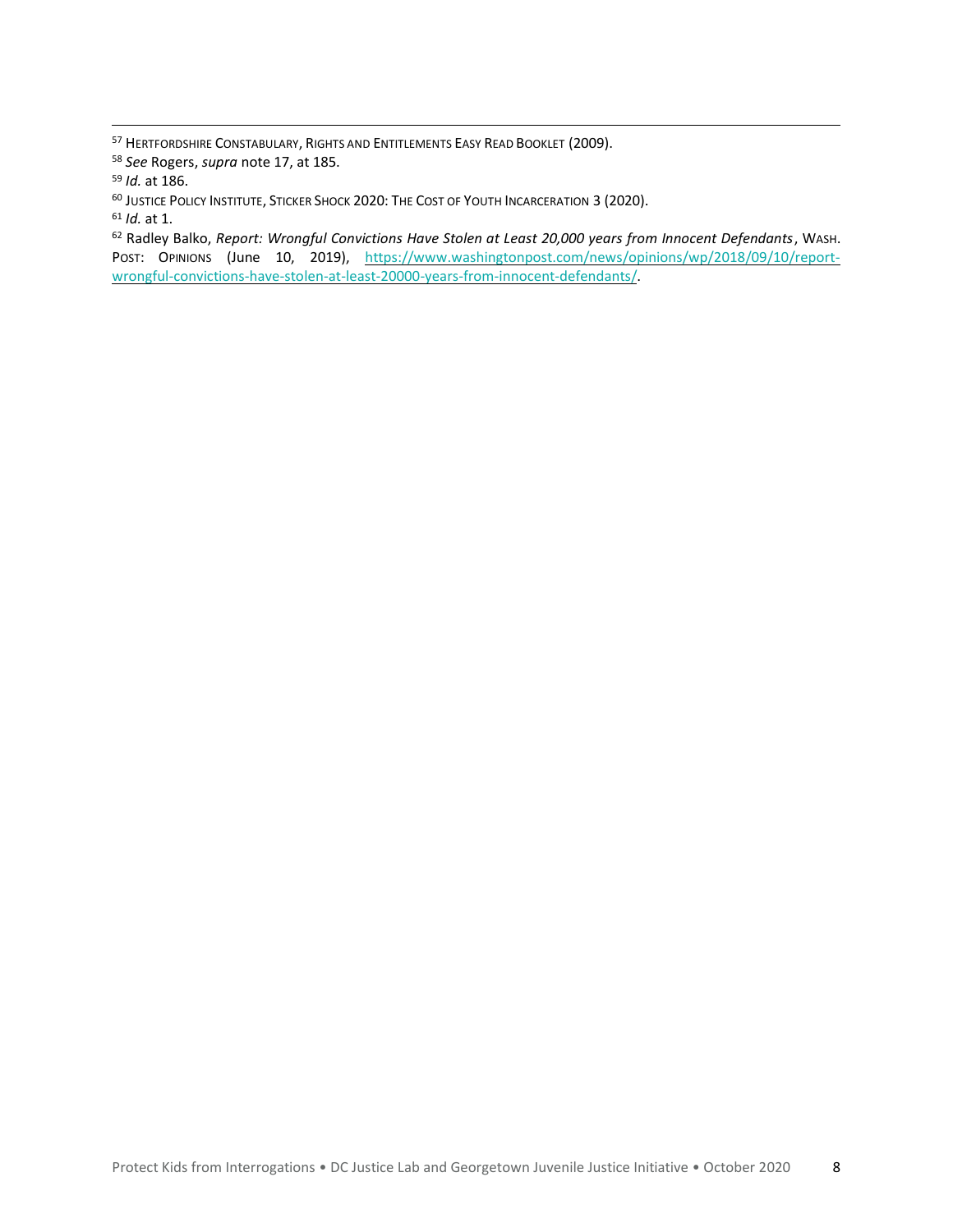[57] HERTFORDSHIRE CONSTABULARY, RIGHTS AND ENTITLEMENTS EASY READ BOOKLET (2009).

[58] *See* Rogers, *supra* note 17, at 185.

[59] *Id.* at 186.

[60] JUSTICE POLICY INSTITUTE, STICKER SHOCK 2020: THE COST OF YOUTH INCARCERATION 3 (2020).

[61] *Id.* at 1.

[62] Radley Balko, *Report: Wrongful Convictions Have Stolen at Least 20,000 years from Innocent Defendants*, WASH. POST: OPINIONS (June 10, 2019), https://www.washingtonpost.com/news/opinions/wp/2018/09/10/report-wrongful-convictions-have-stolen-at-least-20000-years-from-innocent-defendants/.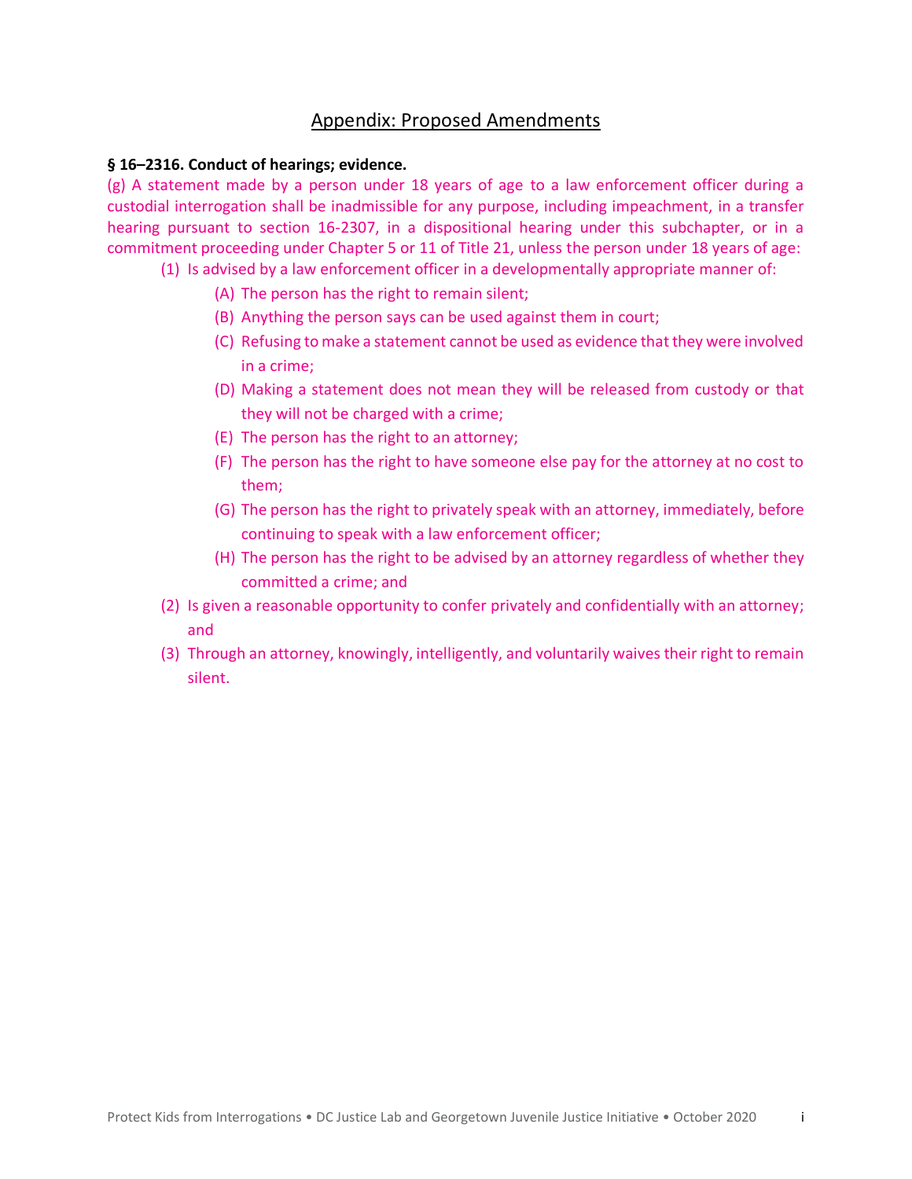## Appendix: Proposed Amendments

**§ 16–2316. Conduct of hearings; evidence.**

(g) A statement made by a person under 18 years of age to a law enforcement officer during a custodial interrogation shall be inadmissible for any purpose, including impeachment, in a transfer hearing pursuant to section 16-2307, in a dispositional hearing under this subchapter, or in a commitment proceeding under Chapter 5 or 11 of Title 21, unless the person under 18 years of age:

- (1) Is advised by a law enforcement officer in a developmentally appropriate manner of:
  - (A) The person has the right to remain silent;
  - (B) Anything the person says can be used against them in court;
  - (C) Refusing to make a statement cannot be used as evidence that they were involved in a crime;
  - (D) Making a statement does not mean they will be released from custody or that they will not be charged with a crime;
  - (E) The person has the right to an attorney;
  - (F) The person has the right to have someone else pay for the attorney at no cost to them;
  - (G) The person has the right to privately speak with an attorney, immediately, before continuing to speak with a law enforcement officer;
  - (H) The person has the right to be advised by an attorney regardless of whether they committed a crime; and
- (2) Is given a reasonable opportunity to confer privately and confidentially with an attorney; and
- (3) Through an attorney, knowingly, intelligently, and voluntarily waives their right to remain silent.